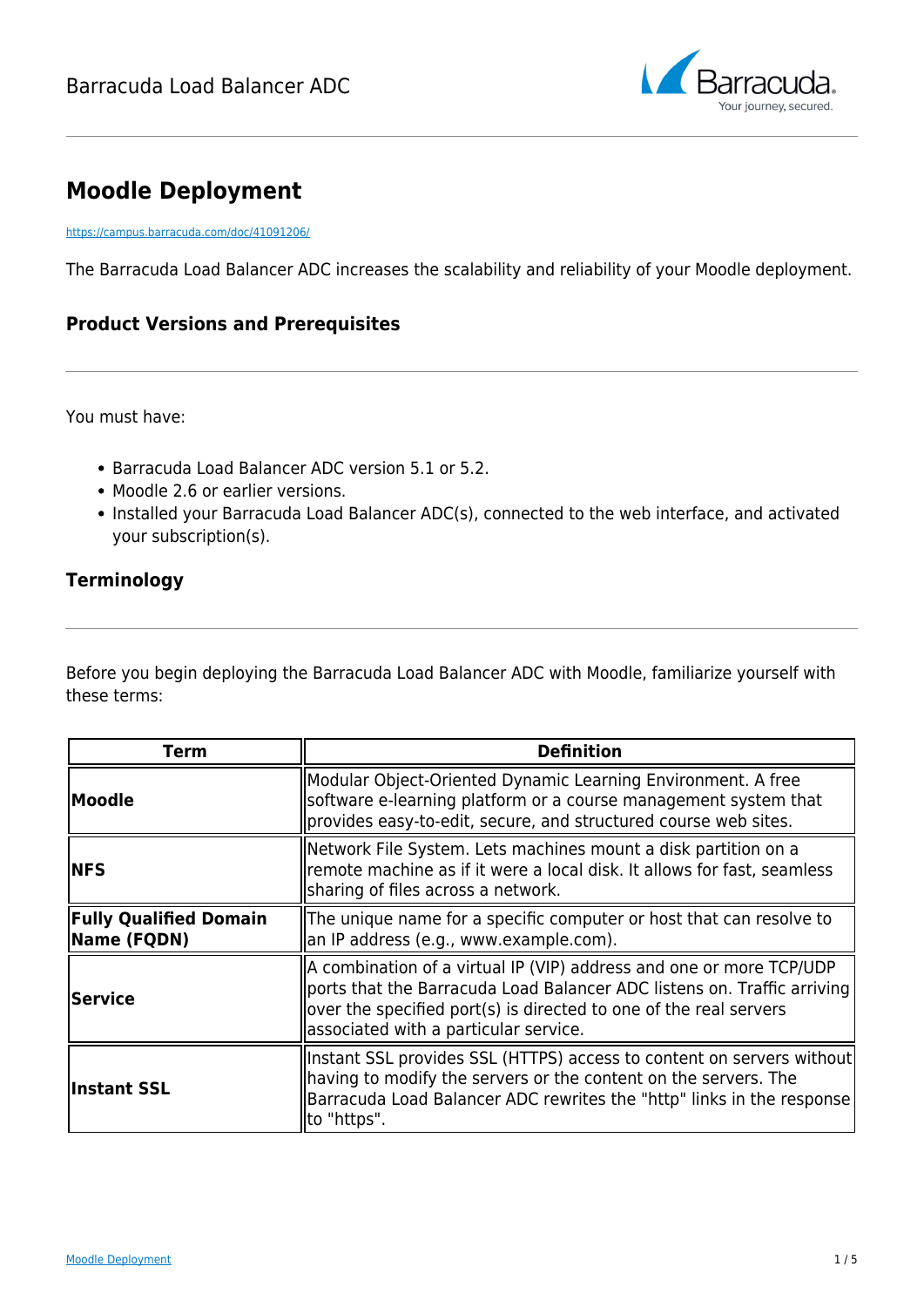# Moodle Deployment

https://campus.barracuda.com/doc/41091206/

The Barracuda Load Balancer ADC increases the scalability and reliability of your Moodle deployment.

## Product Versions and Prerequisites

You must have:

- Barracuda Load Balancer ADC version 5.1 or 5.2.
- Moodle 2.6 or earlier versions.
- Installed your Barracuda Load Balancer ADC(s), connected to the web interface, and activated your subscription(s).

## Terminology

Before you begin deploying the Barracuda Load Balancer ADC with Moodle, familiarize yourself with these terms:

| Term | Definition |
| --- | --- |
| **Moodle** | Modular Object-Oriented Dynamic Learning Environment. A free software e-learning platform or a course management system that provides easy-to-edit, secure, and structured course web sites. |
| **NFS** | Network File System. Lets machines mount a disk partition on a remote machine as if it were a local disk. It allows for fast, seamless sharing of files across a network. |
| **Fully Qualified Domain Name (FQDN)** | The unique name for a specific computer or host that can resolve to an IP address (e.g., www.example.com). |
| **Service** | A combination of a virtual IP (VIP) address and one or more TCP/UDP ports that the Barracuda Load Balancer ADC listens on. Traffic arriving over the specified port(s) is directed to one of the real servers associated with a particular service. |
| **Instant SSL** | Instant SSL provides SSL (HTTPS) access to content on servers without having to modify the servers or the content on the servers. The Barracuda Load Balancer ADC rewrites the "http" links in the response to "https". |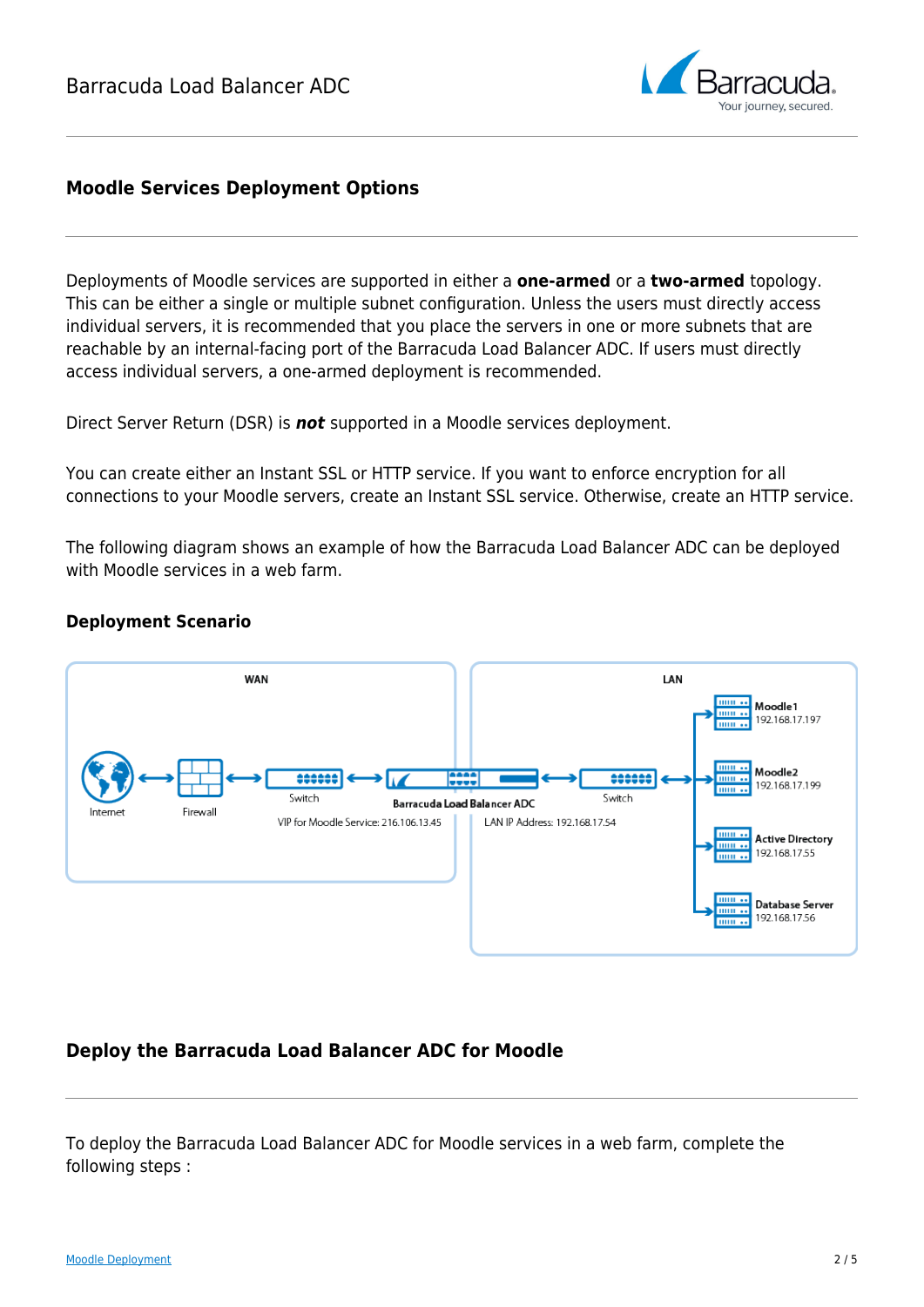## Moodle Services Deployment Options

Deployments of Moodle services are supported in either a **one-armed** or a **two-armed** topology. This can be either a single or multiple subnet configuration. Unless the users must directly access individual servers, it is recommended that you place the servers in one or more subnets that are reachable by an internal-facing port of the Barracuda Load Balancer ADC. If users must directly access individual servers, a one-armed deployment is recommended.

Direct Server Return (DSR) is ***not*** supported in a Moodle services deployment.

You can create either an Instant SSL or HTTP service. If you want to enforce encryption for all connections to your Moodle servers, create an Instant SSL service. Otherwise, create an HTTP service.

The following diagram shows an example of how the Barracuda Load Balancer ADC can be deployed with Moodle services in a web farm.

### Deployment Scenario

## Deploy the Barracuda Load Balancer ADC for Moodle

To deploy the Barracuda Load Balancer ADC for Moodle services in a web farm, complete the following steps :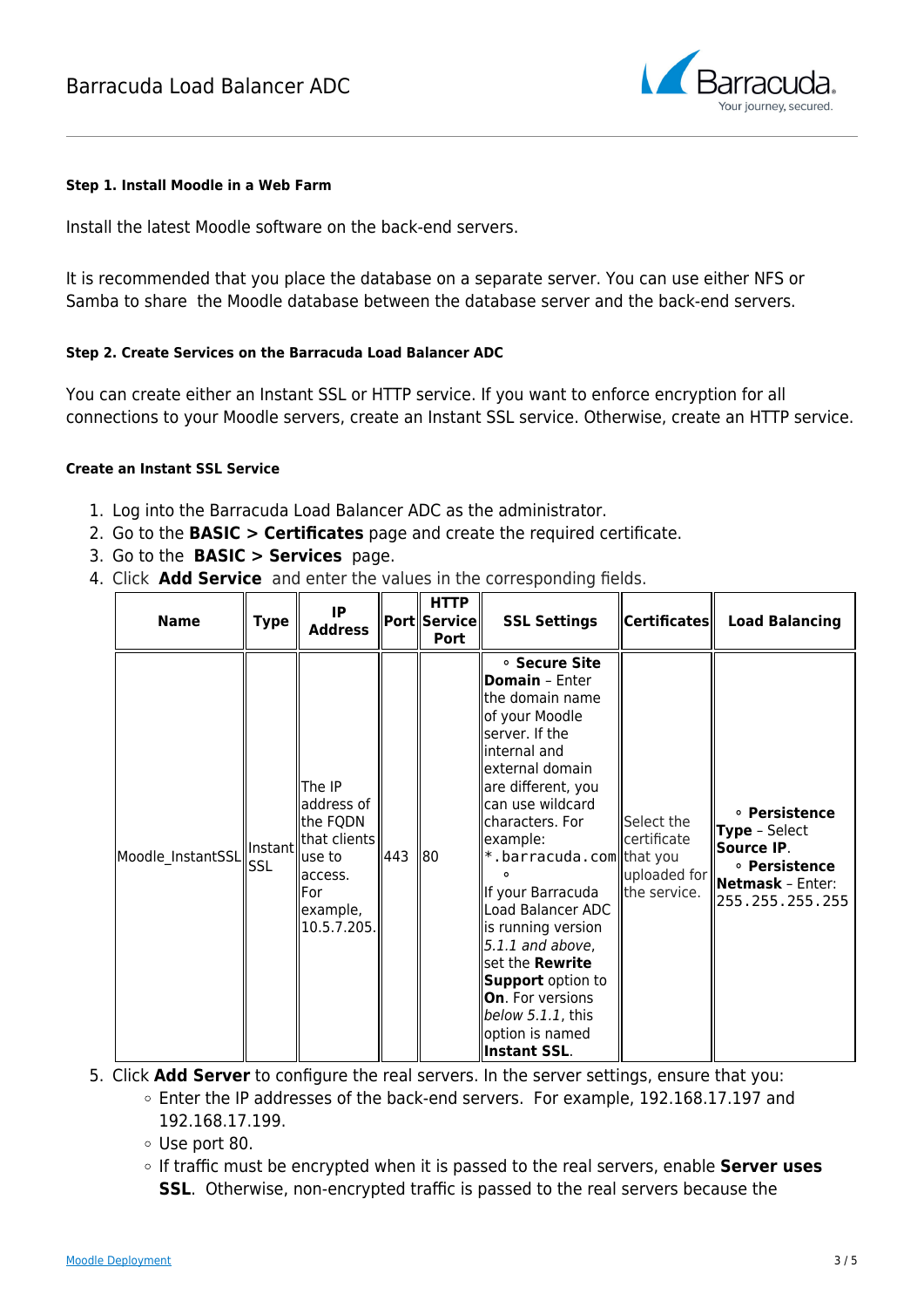**Step 1. Install Moodle in a Web Farm**

Install the latest Moodle software on the back-end servers.

It is recommended that you place the database on a separate server. You can use either NFS or Samba to share the Moodle database between the database server and the back-end servers.

**Step 2. Create Services on the Barracuda Load Balancer ADC**

You can create either an Instant SSL or HTTP service. If you want to enforce encryption for all connections to your Moodle servers, create an Instant SSL service. Otherwise, create an HTTP service.

**Create an Instant SSL Service**

1. Log into the Barracuda Load Balancer ADC as the administrator.
2. Go to the **BASIC > Certificates** page and create the required certificate.
3. Go to the **BASIC > Services** page.
4. Click **Add Service** and enter the values in the corresponding fields.

| Name | Type | IP Address | Port | HTTP Service Port | SSL Settings | Certificates | Load Balancing |
|---|---|---|---|---|---|---|---|
| Moodle_InstantSSL | Instant SSL | The IP address of the FQDN that clients use to access. For example, 10.5.7.205. | 443 | 80 | ◦ **Secure Site Domain** – Enter the domain name of your Moodle server. If the internal and external domain are different, you can use wildcard characters. For example: `*.barracuda.com` ◦ If your Barracuda Load Balancer ADC is running version *5.1.1 and above*, set the **Rewrite Support** option to **On**. For versions *below 5.1.1*, this option is named **Instant SSL**. | Select the certificate that you uploaded for the service. | ◦ **Persistence Type** – Select **Source IP**. ◦ **Persistence Netmask** – Enter: `255.255.255.255` |

5. Click **Add Server** to configure the real servers. In the server settings, ensure that you:
    - Enter the IP addresses of the back-end servers. For example, 192.168.17.197 and 192.168.17.199.
    - Use port 80.
    - If traffic must be encrypted when it is passed to the real servers, enable **Server uses SSL**. Otherwise, non-encrypted traffic is passed to the real servers because the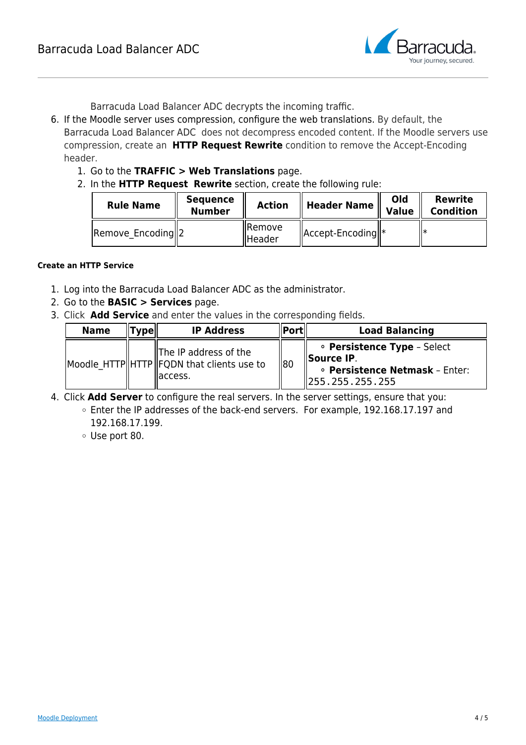Barracuda Load Balancer ADC decrypts the incoming traffic.

6. If the Moodle server uses compression, configure the web translations. By default, the Barracuda Load Balancer ADC does not decompress encoded content. If the Moodle servers use compression, create an **HTTP Request Rewrite** condition to remove the Accept-Encoding header.
   1. Go to the **TRAFFIC > Web Translations** page.
   2. In the **HTTP Request Rewrite** section, create the following rule:

| Rule Name | Sequence Number | Action | Header Name | Old Value | Rewrite Condition |
|---|---|---|---|---|---|
| Remove_Encoding | 2 | Remove Header | Accept-Encoding | * | * |

#### Create an HTTP Service

1. Log into the Barracuda Load Balancer ADC as the administrator.
2. Go to the **BASIC > Services** page.
3. Click **Add Service** and enter the values in the corresponding fields.

| Name | Type | IP Address | Port | Load Balancing |
|---|---|---|---|---|
| Moodle_HTTP | HTTP | The IP address of the FQDN that clients use to access. | 80 | ◦ **Persistence Type** – Select **Source IP**. ◦ **Persistence Netmask** – Enter: `255.255.255.255` |

4. Click **Add Server** to configure the real servers. In the server settings, ensure that you:
   - Enter the IP addresses of the back-end servers. For example, 192.168.17.197 and 192.168.17.199.
   - Use port 80.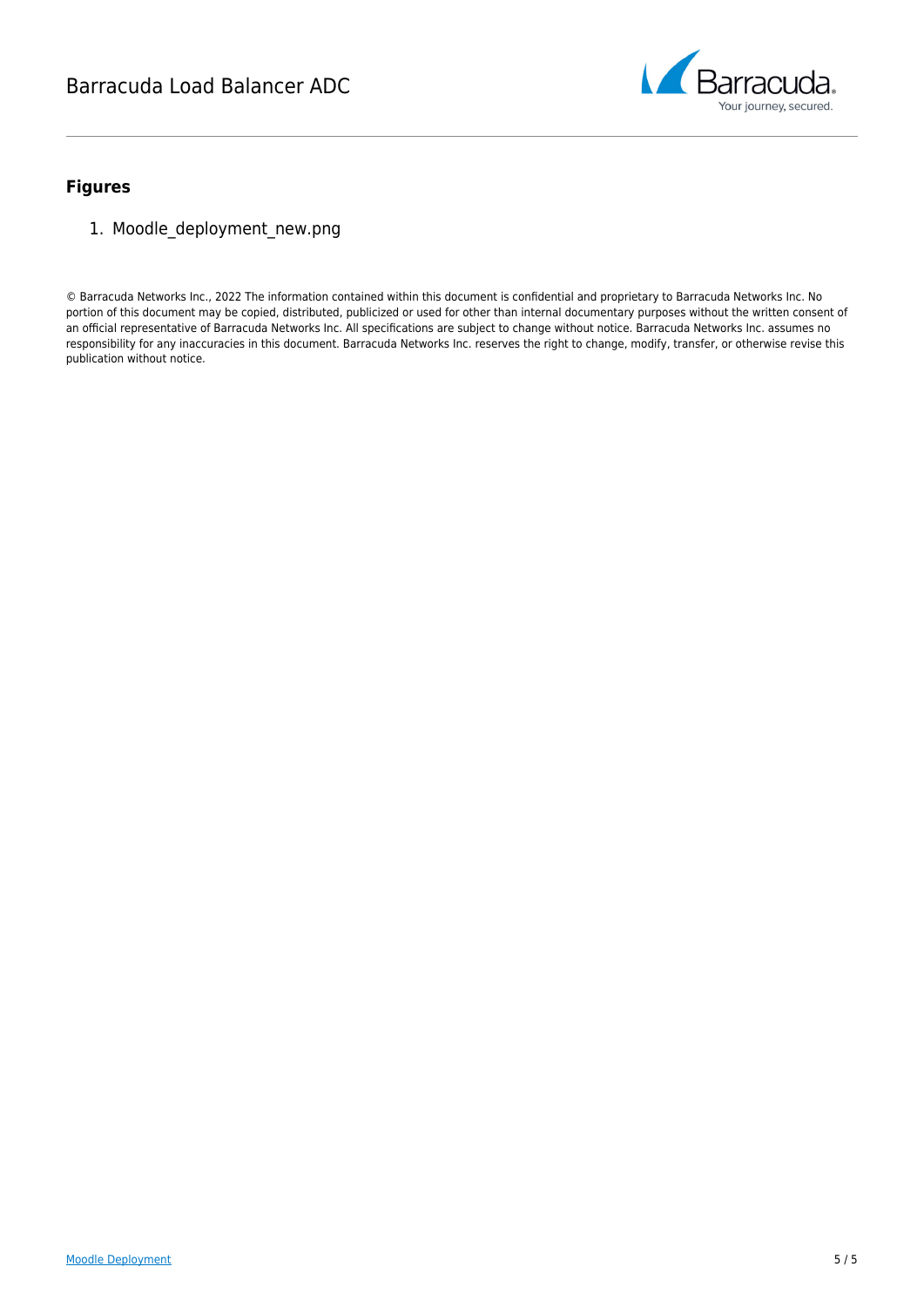## Figures

1. Moodle_deployment_new.png

© Barracuda Networks Inc., 2022 The information contained within this document is confidential and proprietary to Barracuda Networks Inc. No portion of this document may be copied, distributed, publicized or used for other than internal documentary purposes without the written consent of an official representative of Barracuda Networks Inc. All specifications are subject to change without notice. Barracuda Networks Inc. assumes no responsibility for any inaccuracies in this document. Barracuda Networks Inc. reserves the right to change, modify, transfer, or otherwise revise this publication without notice.